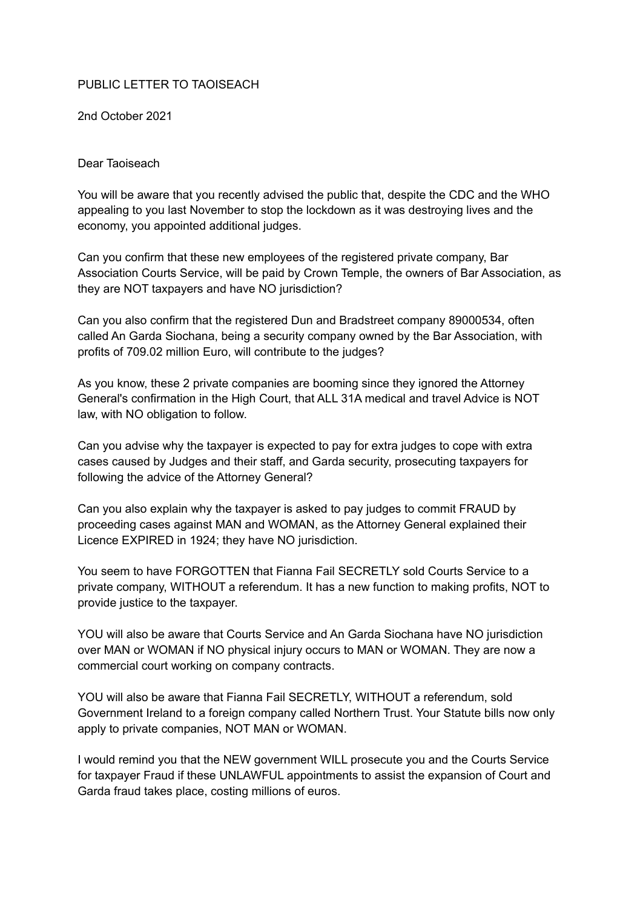PUBLIC LETTER TO TAOISEACH

2nd October 2021

Dear Taoiseach

You will be aware that you recently advised the public that, despite the CDC and the WHO appealing to you last November to stop the lockdown as it was destroying lives and the economy, you appointed additional judges.

Can you confirm that these new employees of the registered private company, Bar Association Courts Service, will be paid by Crown Temple, the owners of Bar Association, as they are NOT taxpayers and have NO jurisdiction?

Can you also confirm that the registered Dun and Bradstreet company 89000534, often called An Garda Siochana, being a security company owned by the Bar Association, with profits of 709.02 million Euro, will contribute to the judges?

As you know, these 2 private companies are booming since they ignored the Attorney General's confirmation in the High Court, that ALL 31A medical and travel Advice is NOT law, with NO obligation to follow.

Can you advise why the taxpayer is expected to pay for extra judges to cope with extra cases caused by Judges and their staff, and Garda security, prosecuting taxpayers for following the advice of the Attorney General?

Can you also explain why the taxpayer is asked to pay judges to commit FRAUD by proceeding cases against MAN and WOMAN, as the Attorney General explained their Licence EXPIRED in 1924; they have NO jurisdiction.

You seem to have FORGOTTEN that Fianna Fail SECRETLY sold Courts Service to a private company, WITHOUT a referendum. It has a new function to making profits, NOT to provide justice to the taxpayer.

YOU will also be aware that Courts Service and An Garda Siochana have NO jurisdiction over MAN or WOMAN if NO physical injury occurs to MAN or WOMAN. They are now a commercial court working on company contracts.

YOU will also be aware that Fianna Fail SECRETLY, WITHOUT a referendum, sold Government Ireland to a foreign company called Northern Trust. Your Statute bills now only apply to private companies, NOT MAN or WOMAN.

I would remind you that the NEW government WILL prosecute you and the Courts Service for taxpayer Fraud if these UNLAWFUL appointments to assist the expansion of Court and Garda fraud takes place, costing millions of euros.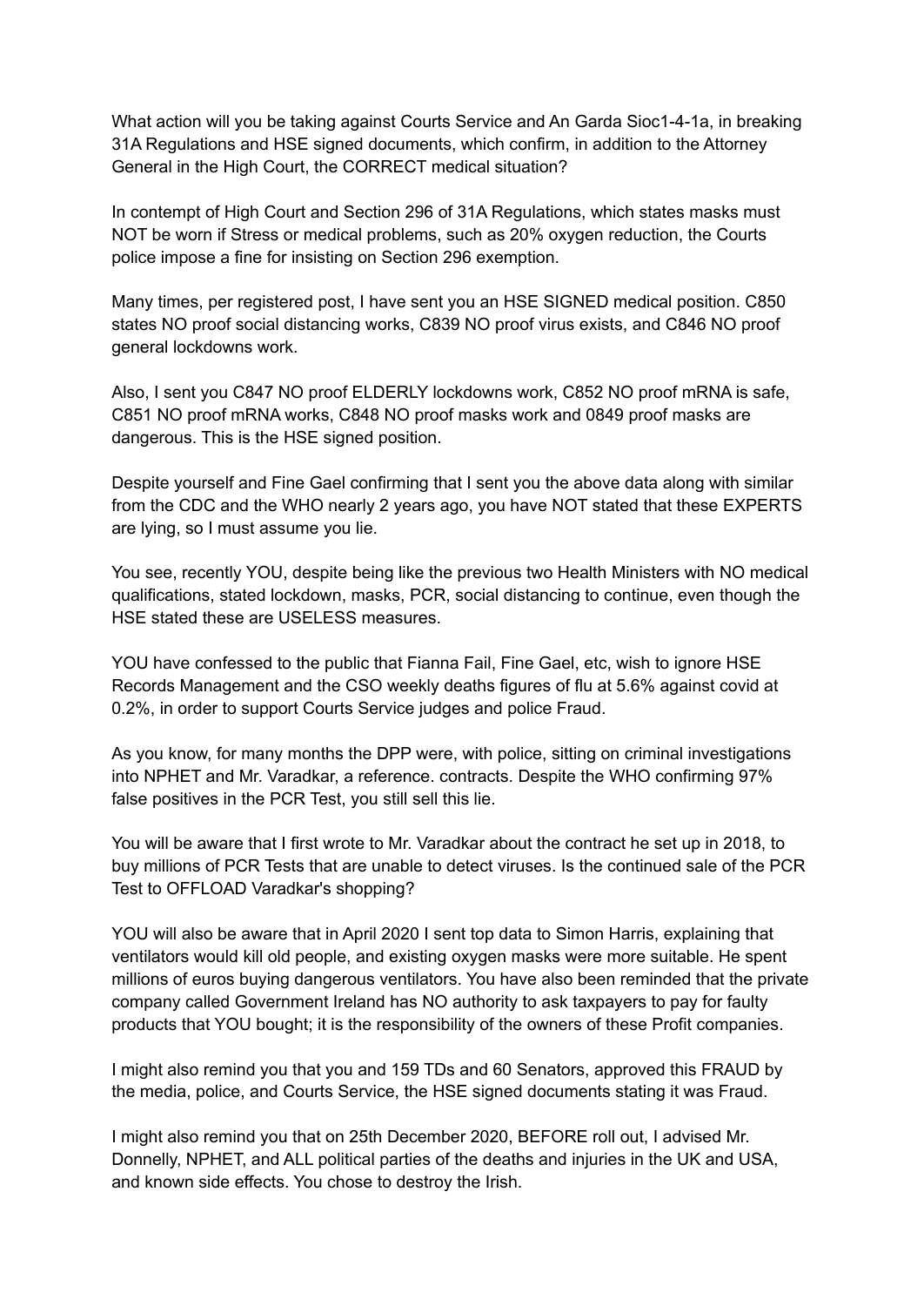What action will you be taking against Courts Service and An Garda Sioc1-4-1a, in breaking 31A Regulations and HSE signed documents, which confirm, in addition to the Attorney General in the High Court, the CORRECT medical situation?

In contempt of High Court and Section 296 of 31A Regulations, which states masks must NOT be worn if Stress or medical problems, such as 20% oxygen reduction, the Courts police impose a fine for insisting on Section 296 exemption.

Many times, per registered post, I have sent you an HSE SIGNED medical position. C850 states NO proof social distancing works, C839 NO proof virus exists, and C846 NO proof general lockdowns work.

Also, I sent you C847 NO proof ELDERLY lockdowns work, C852 NO proof mRNA is safe, C851 NO proof mRNA works, C848 NO proof masks work and 0849 proof masks are dangerous. This is the HSE signed position.

Despite yourself and Fine Gael confirming that I sent you the above data along with similar from the CDC and the WHO nearly 2 years ago, you have NOT stated that these EXPERTS are lying, so I must assume you lie.

You see, recently YOU, despite being like the previous two Health Ministers with NO medical qualifications, stated lockdown, masks, PCR, social distancing to continue, even though the HSE stated these are USELESS measures.

YOU have confessed to the public that Fianna Fail, Fine Gael, etc, wish to ignore HSE Records Management and the CSO weekly deaths figures of flu at 5.6% against covid at 0.2%, in order to support Courts Service judges and police Fraud.

As you know, for many months the DPP were, with police, sitting on criminal investigations into NPHET and Mr. Varadkar, a reference. contracts. Despite the WHO confirming 97% false positives in the PCR Test, you still sell this lie.

You will be aware that I first wrote to Mr. Varadkar about the contract he set up in 2018, to buy millions of PCR Tests that are unable to detect viruses. Is the continued sale of the PCR Test to OFFLOAD Varadkar's shopping?

YOU will also be aware that in April 2020 I sent top data to Simon Harris, explaining that ventilators would kill old people, and existing oxygen masks were more suitable. He spent millions of euros buying dangerous ventilators. You have also been reminded that the private company called Government Ireland has NO authority to ask taxpayers to pay for faulty products that YOU bought; it is the responsibility of the owners of these Profit companies.

I might also remind you that you and 159 TDs and 60 Senators, approved this FRAUD by the media, police, and Courts Service, the HSE signed documents stating it was Fraud.

I might also remind you that on 25th December 2020, BEFORE roll out, I advised Mr. Donnelly, NPHET, and ALL political parties of the deaths and injuries in the UK and USA, and known side effects. You chose to destroy the Irish.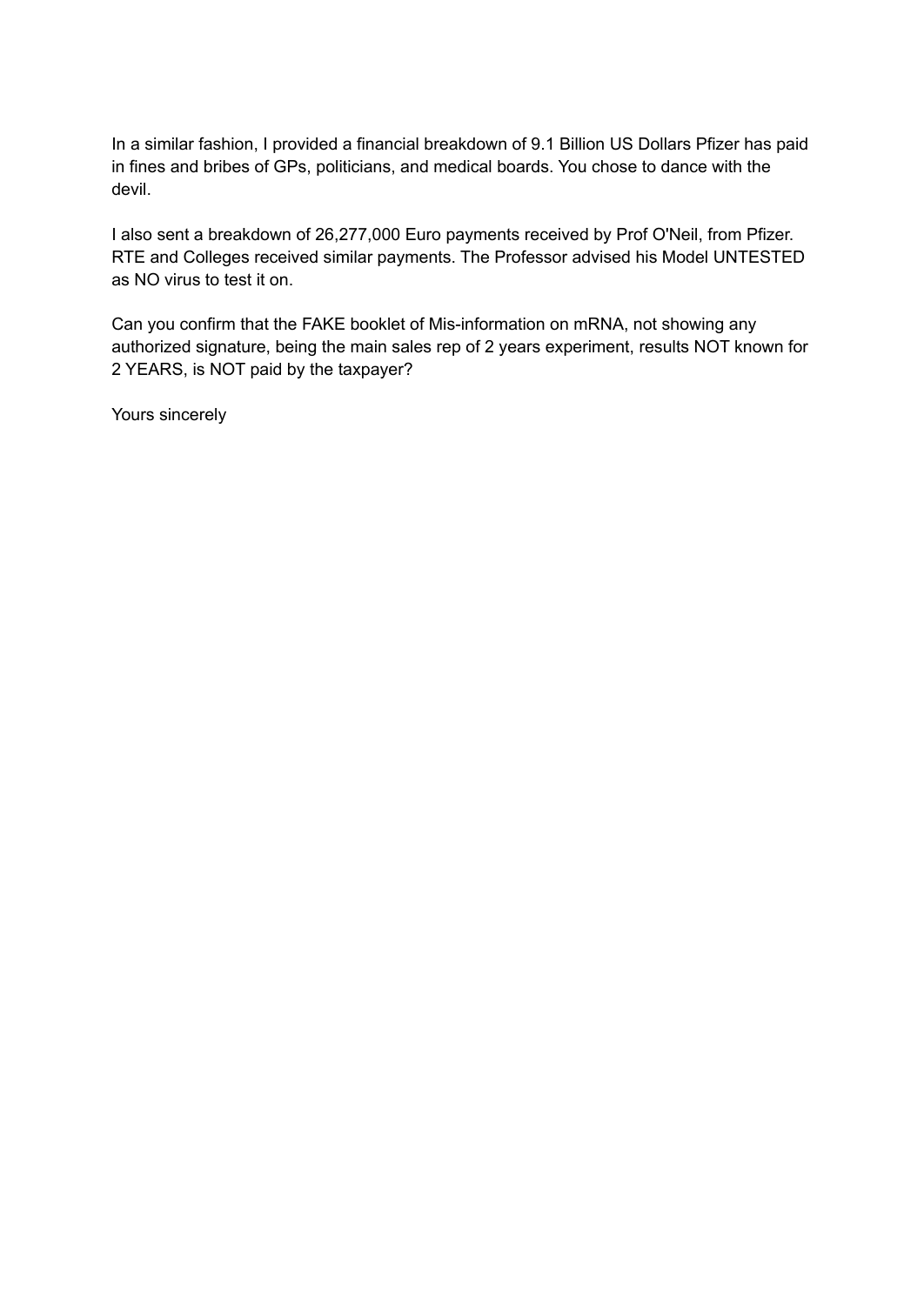In a similar fashion, I provided a financial breakdown of 9.1 Billion US Dollars Pfizer has paid in fines and bribes of GPs, politicians, and medical boards. You chose to dance with the devil.

I also sent a breakdown of 26,277,000 Euro payments received by Prof O'Neil, from Pfizer. RTE and Colleges received similar payments. The Professor advised his Model UNTESTED as NO virus to test it on.

Can you confirm that the FAKE booklet of Mis-information on mRNA, not showing any authorized signature, being the main sales rep of 2 years experiment, results NOT known for 2 YEARS, is NOT paid by the taxpayer?

Yours sincerely